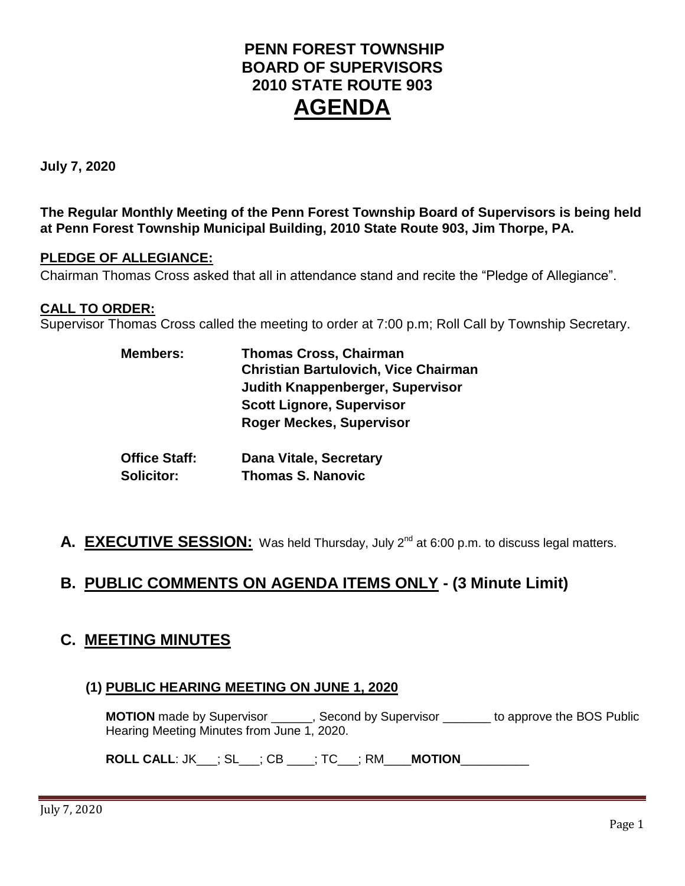# PENN FOREST TOWNSHIP
# BOARD OF SUPERVISORS
# 2010 STATE ROUTE 903
# AGENDA

**July 7, 2020**

**The Regular Monthly Meeting of the Penn Forest Township Board of Supervisors is being held at Penn Forest Township Municipal Building, 2010 State Route 903, Jim Thorpe, PA.**

**PLEDGE OF ALLEGIANCE:**

Chairman Thomas Cross asked that all in attendance stand and recite the "Pledge of Allegiance".

**CALL TO ORDER:**

Supervisor Thomas Cross called the meeting to order at 7:00 p.m; Roll Call by Township Secretary.

| | |
|---|---|
| **Members:** | **Thomas Cross, Chairman** |
| | **Christian Bartulovich, Vice Chairman** |
| | **Judith Knappenberger, Supervisor** |
| | **Scott Lignore, Supervisor** |
| | **Roger Meckes, Supervisor** |
| **Office Staff:** | **Dana Vitale, Secretary** |
| **Solicitor:** | **Thomas S. Nanovic** |

## A. EXECUTIVE SESSION: Was held Thursday, July 2nd at 6:00 p.m. to discuss legal matters.

## B. PUBLIC COMMENTS ON AGENDA ITEMS ONLY - (3 Minute Limit)

## C. MEETING MINUTES

### (1) PUBLIC HEARING MEETING ON JUNE 1, 2020

**MOTION** made by Supervisor ______, Second by Supervisor _______ to approve the BOS Public Hearing Meeting Minutes from June 1, 2020.

**ROLL CALL**: JK___; SL___; CB ____; TC___; RM____**MOTION**__________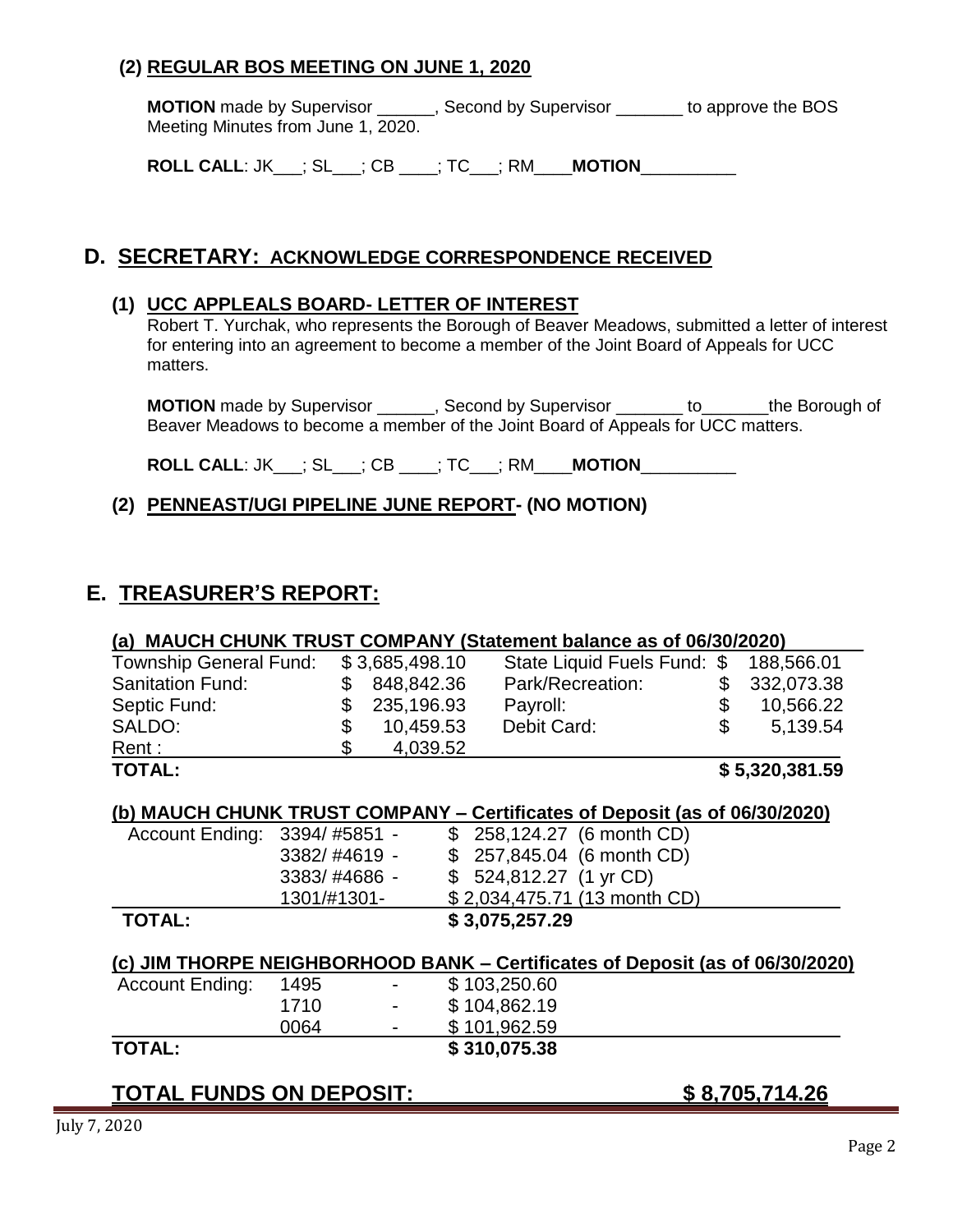**(2) REGULAR BOS MEETING ON JUNE 1, 2020**

**MOTION** made by Supervisor ______, Second by Supervisor _______ to approve the BOS Meeting Minutes from June 1, 2020.

**ROLL CALL**: JK___; SL___; CB ____; TC___; RM____**MOTION**__________

## D. SECRETARY: ACKNOWLEDGE CORRESPONDENCE RECEIVED

**(1) UCC APPLEALS BOARD- LETTER OF INTEREST**

Robert T. Yurchak, who represents the Borough of Beaver Meadows, submitted a letter of interest for entering into an agreement to become a member of the Joint Board of Appeals for UCC matters.

**MOTION** made by Supervisor ______, Second by Supervisor _______ to_______the Borough of Beaver Meadows to become a member of the Joint Board of Appeals for UCC matters.

**ROLL CALL**: JK___; SL___; CB ____; TC___; RM____**MOTION**__________

**(2) PENNEAST/UGI PIPELINE JUNE REPORT- (NO MOTION)**

## E. TREASURER'S REPORT:

**(a) MAUCH CHUNK TRUST COMPANY (Statement balance as of 06/30/2020)**

| | | | |
|---|---|---|---|
| Township General Fund: | $ 3,685,498.10 | State Liquid Fuels Fund: | $ 188,566.01 |
| Sanitation Fund: | $ 848,842.36 | Park/Recreation: | $ 332,073.38 |
| Septic Fund: | $ 235,196.93 | Payroll: | $ 10,566.22 |
| SALDO: | $ 10,459.53 | Debit Card: | $ 5,139.54 |
| Rent : | $ 4,039.52 | | |
| **TOTAL:** | | | **$ 5,320,381.59** |

**(b) MAUCH CHUNK TRUST COMPANY – Certificates of Deposit (as of 06/30/2020)**

| | | |
|---|---|---|
| Account Ending: | 3394/ #5851 - | $ 258,124.27 (6 month CD) |
| | 3382/ #4619 - | $ 257,845.04 (6 month CD) |
| | 3383/ #4686 - | $ 524,812.27 (1 yr CD) |
| | 1301/#1301- | $ 2,034,475.71 (13 month CD) |
| **TOTAL:** | | **$ 3,075,257.29** |

**(c) JIM THORPE NEIGHBORHOOD BANK – Certificates of Deposit (as of 06/30/2020)**

| | | | |
|---|---|---|---|
| Account Ending: | 1495 | - | $ 103,250.60 |
| | 1710 | - | $ 104,862.19 |
| | 0064 | - | $ 101,962.59 |
| **TOTAL:** | | | **$ 310,075.38** |

**TOTAL FUNDS ON DEPOSIT: $ 8,705,714.26**

July 7, 2020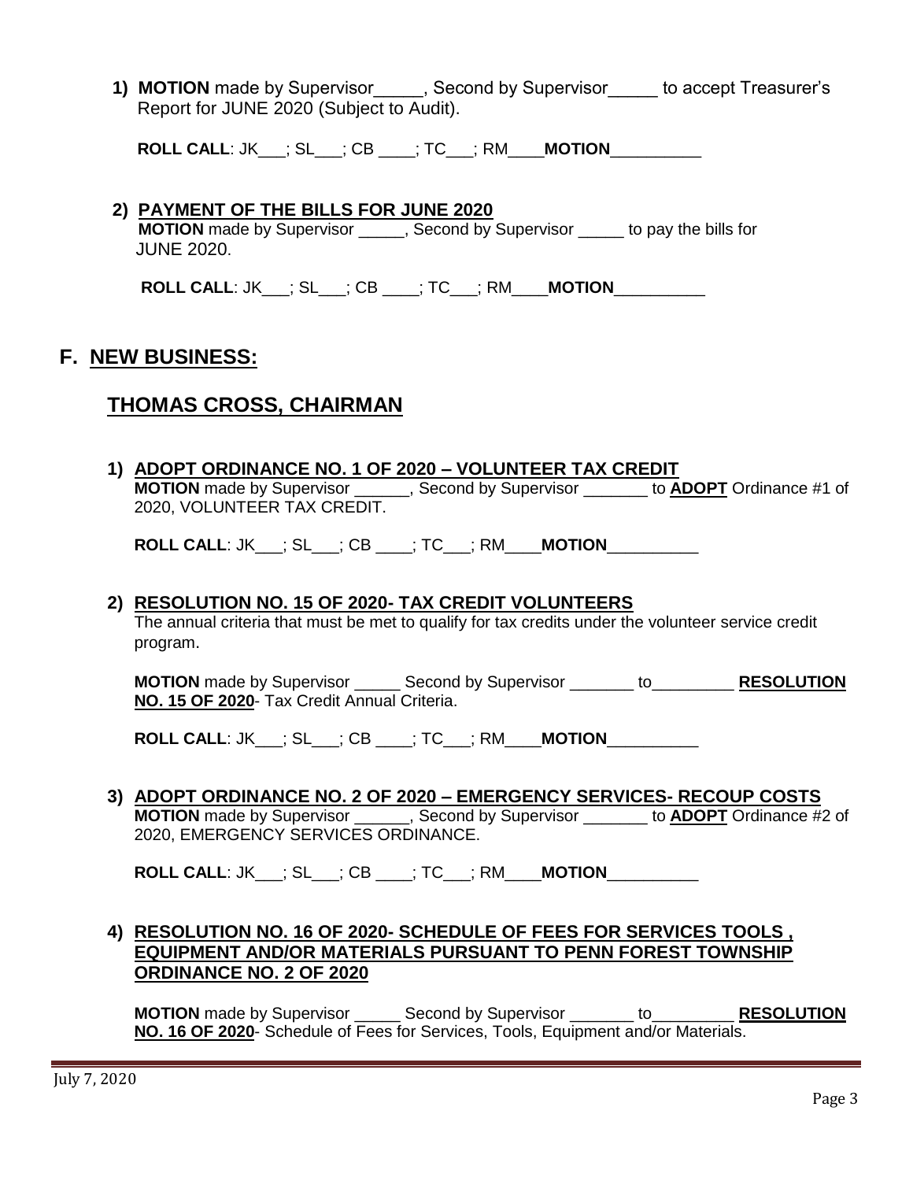1) **MOTION** made by Supervisor_____, Second by Supervisor_____ to accept Treasurer's Report for JUNE 2020 (Subject to Audit).

   **ROLL CALL**: JK___; SL___; CB ____; TC___; RM____**MOTION**__________

2) **PAYMENT OF THE BILLS FOR JUNE 2020**
   **MOTION** made by Supervisor _____, Second by Supervisor _____ to pay the bills for JUNE 2020.

   **ROLL CALL**: JK___; SL___; CB ____; TC___; RM____**MOTION**__________

## F. NEW BUSINESS:

### THOMAS CROSS, CHAIRMAN

1) **ADOPT ORDINANCE NO. 1 OF 2020 – VOLUNTEER TAX CREDIT**
   **MOTION** made by Supervisor ______, Second by Supervisor _______ to **ADOPT** Ordinance #1 of 2020, VOLUNTEER TAX CREDIT.

   **ROLL CALL**: JK___; SL___; CB ____; TC___; RM____**MOTION**__________

2) **RESOLUTION NO. 15 OF 2020- TAX CREDIT VOLUNTEERS**
   The annual criteria that must be met to qualify for tax credits under the volunteer service credit program.

   **MOTION** made by Supervisor _____ Second by Supervisor _______ to_________ **RESOLUTION NO. 15 OF 2020**- Tax Credit Annual Criteria.

   **ROLL CALL**: JK___; SL___; CB ____; TC___; RM____**MOTION**__________

3) **ADOPT ORDINANCE NO. 2 OF 2020 – EMERGENCY SERVICES- RECOUP COSTS**
   **MOTION** made by Supervisor ______, Second by Supervisor _______ to **ADOPT** Ordinance #2 of 2020, EMERGENCY SERVICES ORDINANCE.

   **ROLL CALL**: JK___; SL___; CB ____; TC___; RM____**MOTION**__________

4) **RESOLUTION NO. 16 OF 2020- SCHEDULE OF FEES FOR SERVICES TOOLS , EQUIPMENT AND/OR MATERIALS PURSUANT TO PENN FOREST TOWNSHIP ORDINANCE NO. 2 OF 2020**

   **MOTION** made by Supervisor _____ Second by Supervisor _______ to_________ **RESOLUTION NO. 16 OF 2020**- Schedule of Fees for Services, Tools, Equipment and/or Materials.

July 7, 2020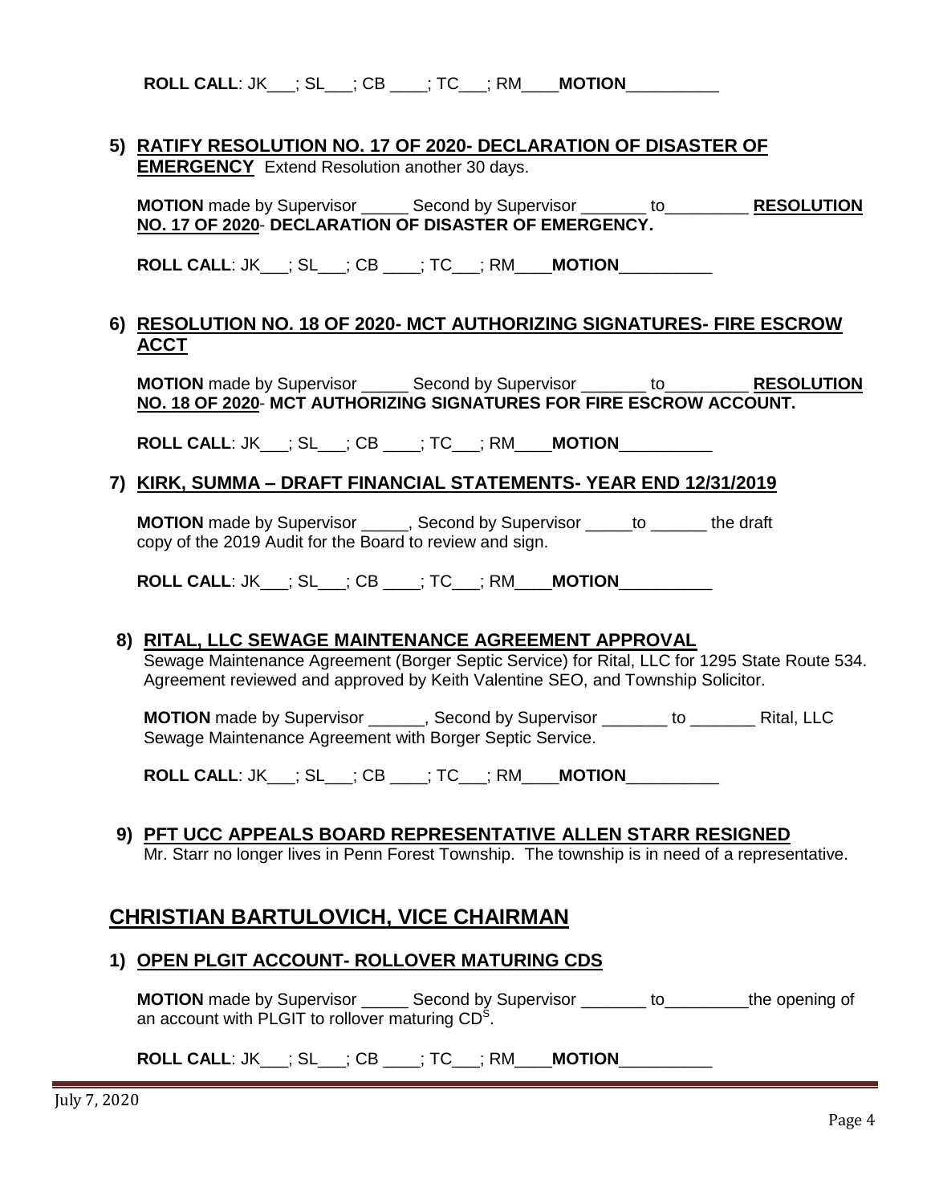**ROLL CALL**: JK___; SL___; CB ____; TC___; RM____**MOTION**__________

**5) RATIFY RESOLUTION NO. 17 OF 2020- DECLARATION OF DISASTER OF EMERGENCY** Extend Resolution another 30 days.

**MOTION** made by Supervisor _____ Second by Supervisor _______ to_________ **RESOLUTION NO. 17 OF 2020**- **DECLARATION OF DISASTER OF EMERGENCY.**

**ROLL CALL**: JK___; SL___; CB ____; TC___; RM____**MOTION**__________

**6) RESOLUTION NO. 18 OF 2020- MCT AUTHORIZING SIGNATURES- FIRE ESCROW ACCT**

**MOTION** made by Supervisor _____ Second by Supervisor _______ to_________ **RESOLUTION NO. 18 OF 2020**- **MCT AUTHORIZING SIGNATURES FOR FIRE ESCROW ACCOUNT.**

**ROLL CALL**: JK___; SL___; CB ____; TC___; RM____**MOTION**__________

**7) KIRK, SUMMA – DRAFT FINANCIAL STATEMENTS- YEAR END 12/31/2019**

**MOTION** made by Supervisor _____, Second by Supervisor _____to ______ the draft copy of the 2019 Audit for the Board to review and sign.

**ROLL CALL**: JK___; SL___; CB ____; TC___; RM____**MOTION**__________

**8) RITAL, LLC SEWAGE MAINTENANCE AGREEMENT APPROVAL**

Sewage Maintenance Agreement (Borger Septic Service) for Rital, LLC for 1295 State Route 534. Agreement reviewed and approved by Keith Valentine SEO, and Township Solicitor.

**MOTION** made by Supervisor ______, Second by Supervisor _______ to _______ Rital, LLC Sewage Maintenance Agreement with Borger Septic Service.

**ROLL CALL**: JK___; SL___; CB ____; TC___; RM____**MOTION**__________

**9) PFT UCC APPEALS BOARD REPRESENTATIVE ALLEN STARR RESIGNED**

Mr. Starr no longer lives in Penn Forest Township. The township is in need of a representative.

## CHRISTIAN BARTULOVICH, VICE CHAIRMAN

**1) OPEN PLGIT ACCOUNT- ROLLOVER MATURING CDS**

**MOTION** made by Supervisor _____ Second by Supervisor _______ to_________the opening of an account with PLGIT to rollover maturing CD$^{S}$.

**ROLL CALL**: JK___; SL___; CB ____; TC___; RM____**MOTION**__________

July 7, 2020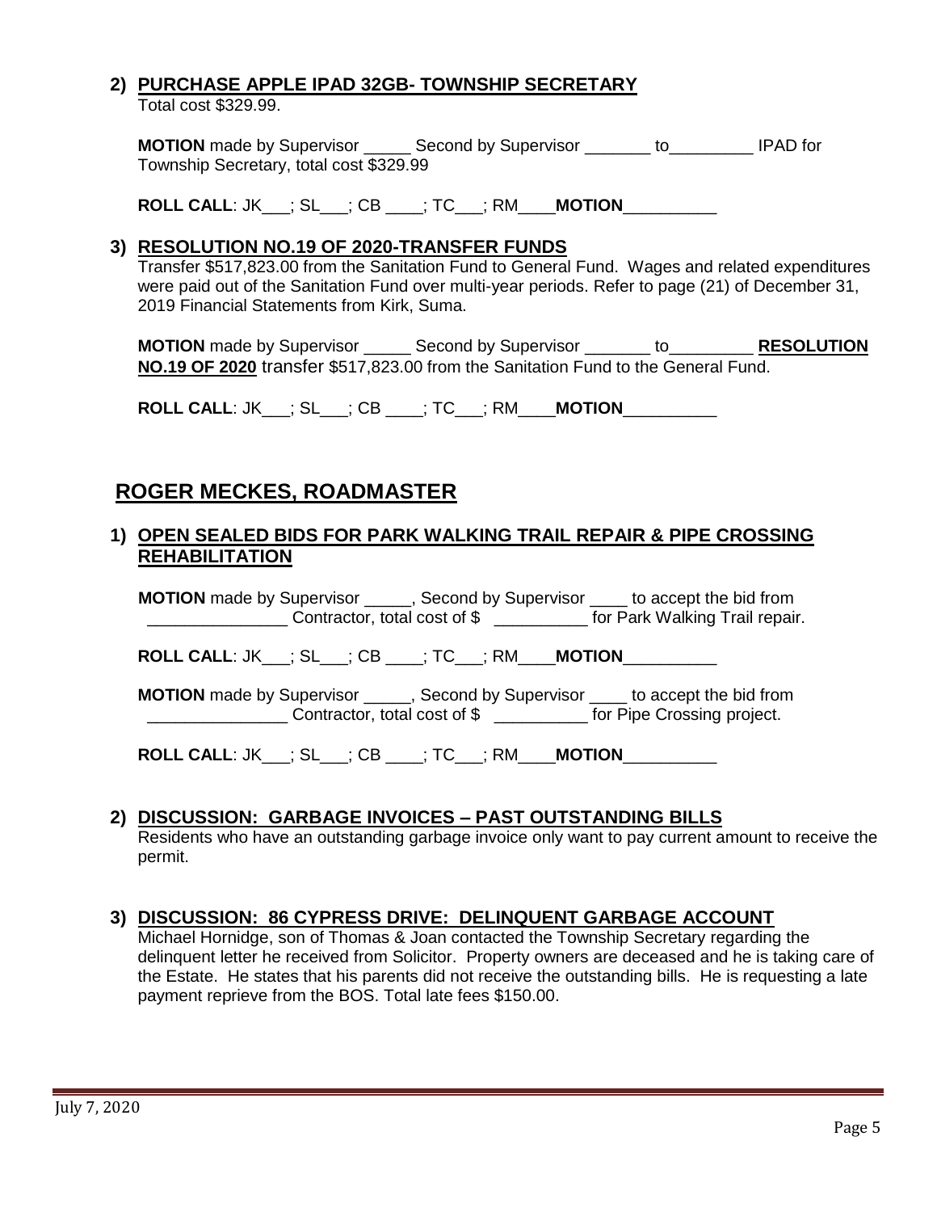## 2) PURCHASE APPLE IPAD 32GB- TOWNSHIP SECRETARY

Total cost $329.99.

**MOTION** made by Supervisor _____ Second by Supervisor _______ to_________ IPAD for Township Secretary, total cost $329.99

**ROLL CALL**: JK___; SL___; CB ____; TC___; RM____**MOTION**__________

## 3) RESOLUTION NO.19 OF 2020-TRANSFER FUNDS

Transfer $517,823.00 from the Sanitation Fund to General Fund. Wages and related expenditures were paid out of the Sanitation Fund over multi-year periods. Refer to page (21) of December 31, 2019 Financial Statements from Kirk, Suma.

**MOTION** made by Supervisor _____ Second by Supervisor _______ to_________ **RESOLUTION NO.19 OF 2020** transfer $517,823.00 from the Sanitation Fund to the General Fund.

**ROLL CALL**: JK___; SL___; CB ____; TC___; RM____**MOTION**__________

# ROGER MECKES, ROADMASTER

## 1) OPEN SEALED BIDS FOR PARK WALKING TRAIL REPAIR & PIPE CROSSING REHABILITATION

**MOTION** made by Supervisor _____, Second by Supervisor ____ to accept the bid from _______________ Contractor, total cost of $ __________ for Park Walking Trail repair.

**ROLL CALL**: JK___; SL___; CB ____; TC___; RM____**MOTION**__________

**MOTION** made by Supervisor _____, Second by Supervisor ____ to accept the bid from _______________ Contractor, total cost of $ __________ for Pipe Crossing project.

**ROLL CALL**: JK___; SL___; CB ____; TC___; RM____**MOTION**__________

## 2) DISCUSSION: GARBAGE INVOICES – PAST OUTSTANDING BILLS

Residents who have an outstanding garbage invoice only want to pay current amount to receive the permit.

## 3) DISCUSSION: 86 CYPRESS DRIVE: DELINQUENT GARBAGE ACCOUNT

Michael Hornidge, son of Thomas & Joan contacted the Township Secretary regarding the delinquent letter he received from Solicitor. Property owners are deceased and he is taking care of the Estate. He states that his parents did not receive the outstanding bills. He is requesting a late payment reprieve from the BOS. Total late fees $150.00.

July 7, 2020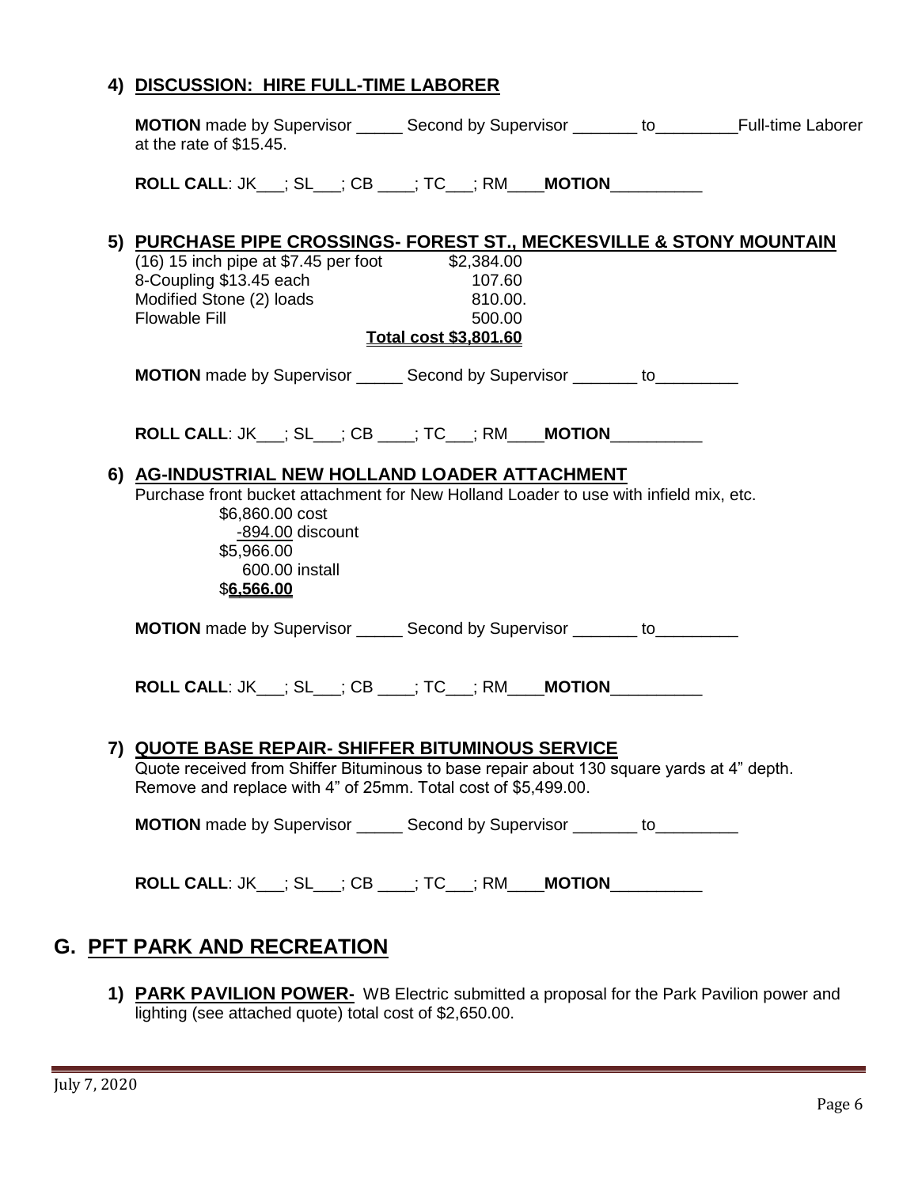### 4) DISCUSSION: HIRE FULL-TIME LABORER

**MOTION** made by Supervisor _____ Second by Supervisor _______ to_________Full-time Laborer at the rate of $15.45.

**ROLL CALL**: JK___; SL___; CB ____; TC___; RM____**MOTION**__________

### 5) PURCHASE PIPE CROSSINGS- FOREST ST., MECKESVILLE & STONY MOUNTAIN

| | |
|---|---|
| (16) 15 inch pipe at $7.45 per foot | $2,384.00 |
| 8-Coupling $13.45 each | 107.60 |
| Modified Stone (2) loads | 810.00. |
| Flowable Fill | 500.00 |
| | **Total cost $3,801.60** |

**MOTION** made by Supervisor _____ Second by Supervisor _______ to_________

**ROLL CALL**: JK___; SL___; CB ____; TC___; RM____**MOTION**__________

### 6) AG-INDUSTRIAL NEW HOLLAND LOADER ATTACHMENT

Purchase front bucket attachment for New Holland Loader to use with infield mix, etc.

$6,860.00 cost
-894.00 discount
$5,966.00
600.00 install
$**6,566.00**

**MOTION** made by Supervisor _____ Second by Supervisor _______ to_________

**ROLL CALL**: JK___; SL___; CB ____; TC___; RM____**MOTION**__________

### 7) QUOTE BASE REPAIR- SHIFFER BITUMINOUS SERVICE

Quote received from Shiffer Bituminous to base repair about 130 square yards at 4" depth. Remove and replace with 4" of 25mm. Total cost of $5,499.00.

**MOTION** made by Supervisor _____ Second by Supervisor _______ to_________

**ROLL CALL**: JK___; SL___; CB ____; TC___; RM____**MOTION**__________

## G. PFT PARK AND RECREATION

1) **PARK PAVILION POWER-** WB Electric submitted a proposal for the Park Pavilion power and lighting (see attached quote) total cost of $2,650.00.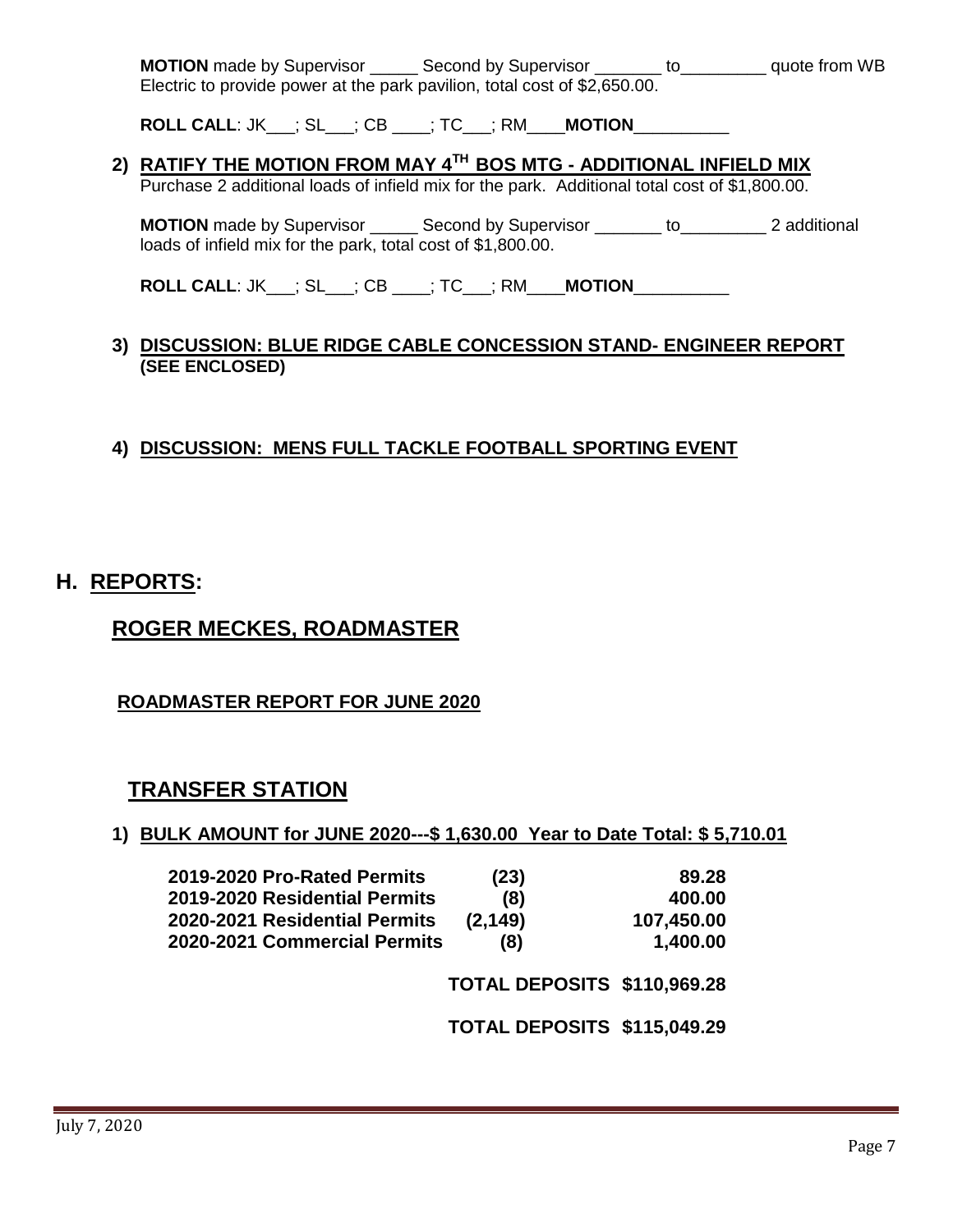**MOTION** made by Supervisor _____ Second by Supervisor _______ to_________ quote from WB Electric to provide power at the park pavilion, total cost of $2,650.00.

**ROLL CALL**: JK___; SL___; CB ____; TC___; RM____**MOTION**__________

2) **RATIFY THE MOTION FROM MAY 4TH BOS MTG - ADDITIONAL INFIELD MIX**
Purchase 2 additional loads of infield mix for the park. Additional total cost of $1,800.00.

**MOTION** made by Supervisor _____ Second by Supervisor _______ to_________ 2 additional loads of infield mix for the park, total cost of $1,800.00.

**ROLL CALL**: JK___; SL___; CB ____; TC___; RM____**MOTION**__________

3) **DISCUSSION: BLUE RIDGE CABLE CONCESSION STAND- ENGINEER REPORT (SEE ENCLOSED)**

4) **DISCUSSION: MENS FULL TACKLE FOOTBALL SPORTING EVENT**

# H. REPORTS:

## ROGER MECKES, ROADMASTER

**ROADMASTER REPORT FOR JUNE 2020**

## TRANSFER STATION

1) **BULK AMOUNT for JUNE 2020---$ 1,630.00 Year to Date Total: $ 5,710.01**

| | | |
|---|---|---|
| **2019-2020 Pro-Rated Permits** | **(23)** | **89.28** |
| **2019-2020 Residential Permits** | **(8)** | **400.00** |
| **2020-2021 Residential Permits** | **(2,149)** | **107,450.00** |
| **2020-2021 Commercial Permits** | **(8)** | **1,400.00** |

**TOTAL DEPOSITS $110,969.28**

**TOTAL DEPOSITS $115,049.29**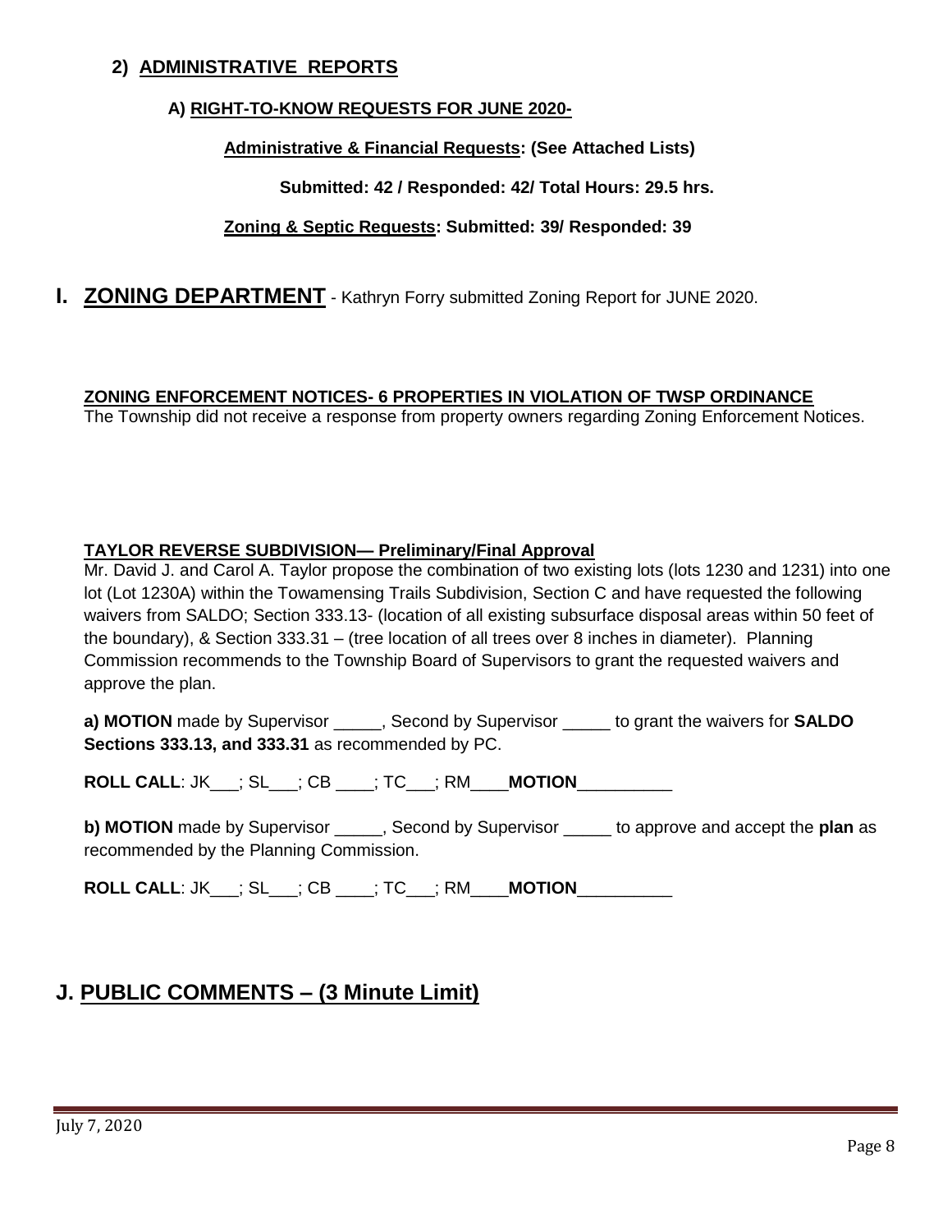## 2) ADMINISTRATIVE REPORTS

### A) RIGHT-TO-KNOW REQUESTS FOR JUNE 2020-

**Administrative & Financial Requests: (See Attached Lists)**

**Submitted: 42 / Responded: 42/ Total Hours: 29.5 hrs.**

**Zoning & Septic Requests: Submitted: 39/ Responded: 39**

# I. ZONING DEPARTMENT - Kathryn Forry submitted Zoning Report for JUNE 2020.

**ZONING ENFORCEMENT NOTICES- 6 PROPERTIES IN VIOLATION OF TWSP ORDINANCE**

The Township did not receive a response from property owners regarding Zoning Enforcement Notices.

**TAYLOR REVERSE SUBDIVISION— Preliminary/Final Approval**

Mr. David J. and Carol A. Taylor propose the combination of two existing lots (lots 1230 and 1231) into one lot (Lot 1230A) within the Towamensing Trails Subdivision, Section C and have requested the following waivers from SALDO; Section 333.13- (location of all existing subsurface disposal areas within 50 feet of the boundary), & Section 333.31 – (tree location of all trees over 8 inches in diameter). Planning Commission recommends to the Township Board of Supervisors to grant the requested waivers and approve the plan.

**a) MOTION** made by Supervisor _____, Second by Supervisor _____ to grant the waivers for **SALDO Sections 333.13, and 333.31** as recommended by PC.

**ROLL CALL**: JK___; SL___; CB ____; TC___; RM____**MOTION**__________

**b) MOTION** made by Supervisor _____, Second by Supervisor _____ to approve and accept the **plan** as recommended by the Planning Commission.

**ROLL CALL**: JK___; SL___; CB ____; TC___; RM____**MOTION**__________

# J. PUBLIC COMMENTS – (3 Minute Limit)

July 7, 2020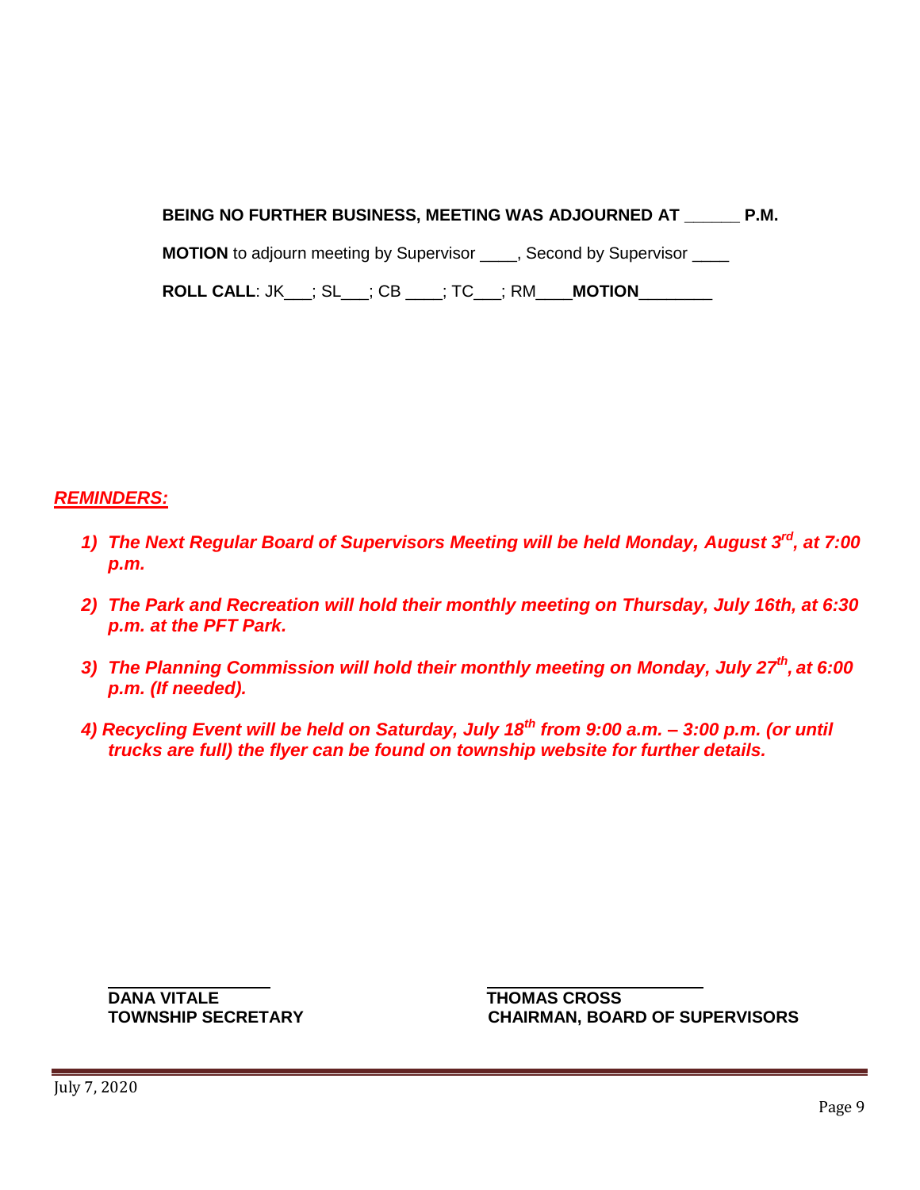**BEING NO FURTHER BUSINESS, MEETING WAS ADJOURNED AT ______ P.M.**

**MOTION** to adjourn meeting by Supervisor ____, Second by Supervisor ____

**ROLL CALL**: JK___; SL___; CB ____; TC___; RM____**MOTION**________

***REMINDERS:***

1) ***The Next Regular Board of Supervisors Meeting will be held Monday, August 3rd, at 7:00 p.m.***

2) ***The Park and Recreation will hold their monthly meeting on Thursday, July 16th, at 6:30 p.m. at the PFT Park.***

3) ***The Planning Commission will hold their monthly meeting on Monday, July 27th, at 6:00 p.m. (If needed).***

4) ***Recycling Event will be held on Saturday, July 18th from 9:00 a.m. – 3:00 p.m. (or until trucks are full) the flyer can be found on township website for further details.***

**DANA VITALE**
**TOWNSHIP SECRETARY**

**THOMAS CROSS**
**CHAIRMAN, BOARD OF SUPERVISORS**

July 7, 2020